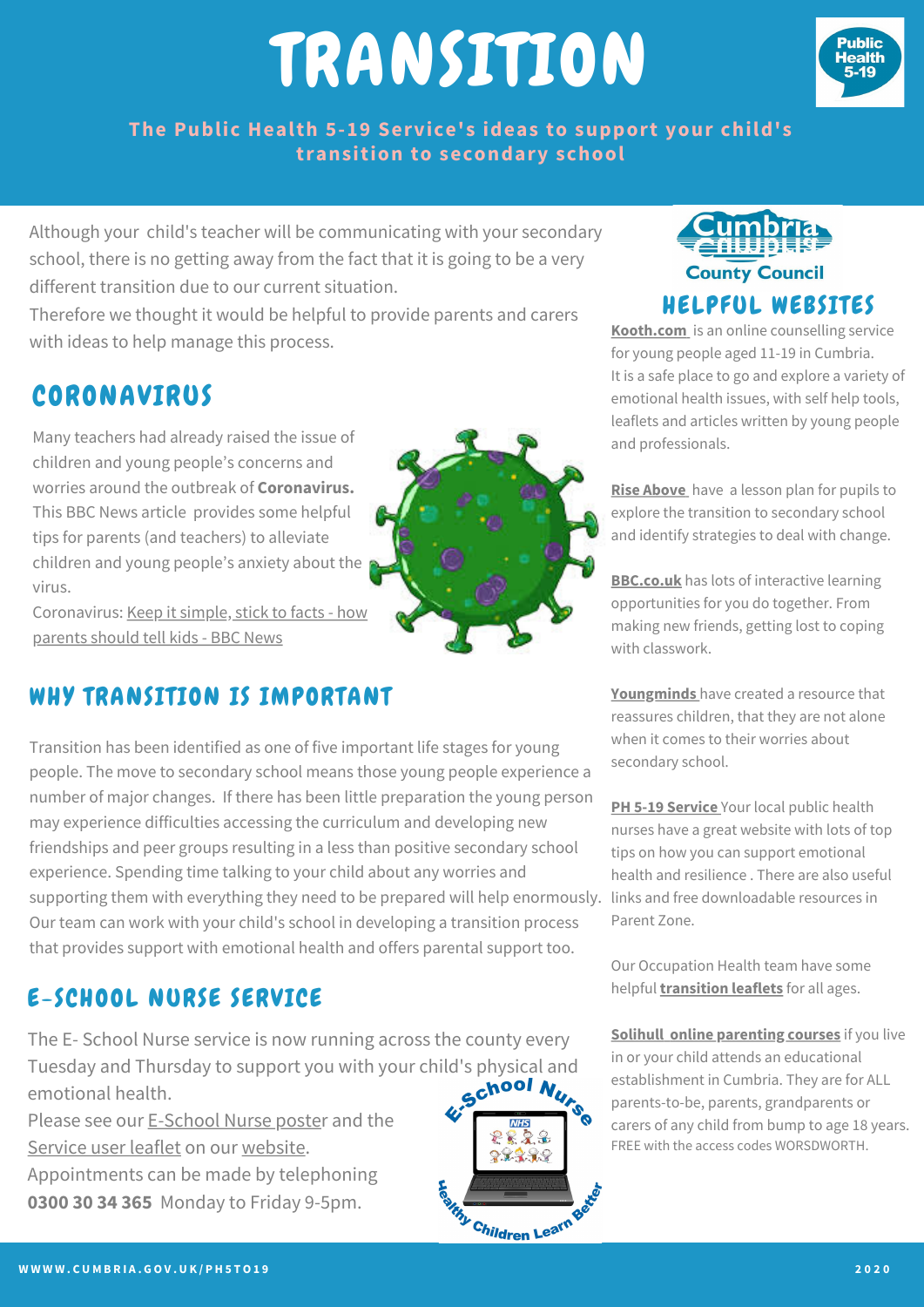# TRANSITION

**The Public Health 5-19 Service's ideas to support your child's transition to secondary school**

Although your child's teacher will be communicating with your secondary school, there is no getting away from the fact that it is going to be a very different transition due to our current situation.
Therefore we thought it would be helpful to provide parents and carers with ideas to help manage this process.

## CORONAVIRUS

Many teachers had already raised the issue of children and young people's concerns and worries around the outbreak of **Coronavirus.** This BBC News article provides some helpful tips for parents (and teachers) to alleviate children and young people's anxiety about the virus.
Coronavirus: Keep it simple, stick to facts - how parents should tell kids - BBC News

## WHY TRANSITION IS IMPORTANT

Transition has been identified as one of five important life stages for young people. The move to secondary school means those young people experience a number of major changes. If there has been little preparation the young person may experience difficulties accessing the curriculum and developing new friendships and peer groups resulting in a less than positive secondary school experience. Spending time talking to your child about any worries and supporting them with everything they need to be prepared will help enormously. Our team can work with your child's school in developing a transition process that provides support with emotional health and offers parental support too.

## E-SCHOOL NURSE SERVICE

The E- School Nurse service is now running across the county every Tuesday and Thursday to support you with your child's physical and emotional health.
Please see our E-School Nurse poster and the Service user leaflet on our website.
Appointments can be made by telephoning **0300 30 34 365** Monday to Friday 9-5pm.

## HELPFUL WEBSITES

**Kooth.com** is an online counselling service for young people aged 11-19 in Cumbria. It is a safe place to go and explore a variety of emotional health issues, with self help tools, leaflets and articles written by young people and professionals.

**Rise Above** have a lesson plan for pupils to explore the transition to secondary school and identify strategies to deal with change.

**BBC.co.uk** has lots of interactive learning opportunities for you do together. From making new friends, getting lost to coping with classwork.

**Youngminds** have created a resource that reassures children, that they are not alone when it comes to their worries about secondary school.

**PH 5-19 Service** Your local public health nurses have a great website with lots of top tips on how you can support emotional health and resilience . There are also useful links and free downloadable resources in Parent Zone.

Our Occupation Health team have some helpful **transition leaflets** for all ages.

**Solihull online parenting courses** if you live in or your child attends an educational establishment in Cumbria. They are for ALL parents-to-be, parents, grandparents or carers of any child from bump to age 18 years. FREE with the access codes WORSDWORTH.

WWWW.CUMBRIA.GOV.UK/PH5TO19

2020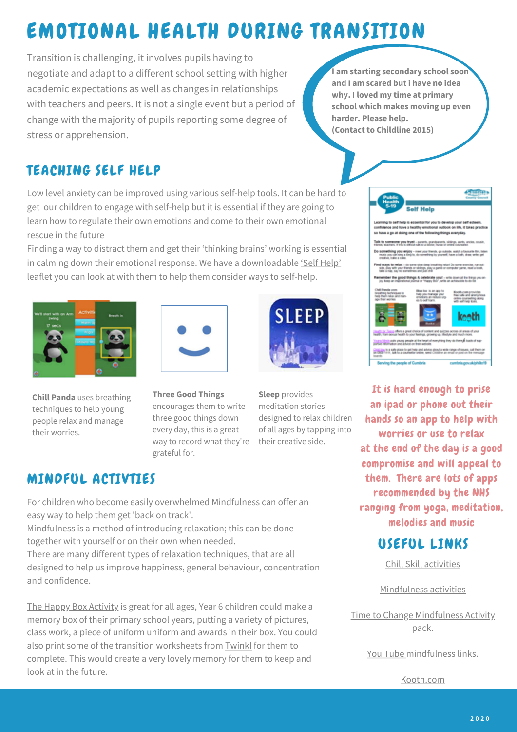# EMOTIONAL HEALTH DURING TRANSITION

Transition is challenging, it involves pupils having to negotiate and adapt to a different school setting with higher academic expectations as well as changes in relationships with teachers and peers. It is not a single event but a period of change with the majority of pupils reporting some degree of stress or apprehension.

**I am starting secondary school soon and I am scared but i have no idea why. I loved my time at primary school which makes moving up even harder. Please help. (Contact to Childline 2015)**

## TEACHING SELF HELP

Low level anxiety can be improved using various self-help tools. It can be hard to get our children to engage with self-help but it is essential if they are going to learn how to regulate their own emotions and come to their own emotional rescue in the future

Finding a way to distract them and get their 'thinking brains' working is essential in calming down their emotional response. We have a downloadable 'Self Help' leaflet you can look at with them to help them consider ways to self-help.

**Chill Panda** uses breathing techniques to help young people relax and manage their worries.

**Three Good Things** encourages them to write three good things down every day, this is a great way to record what they're grateful for.

**Sleep** provides meditation stories designed to relax children of all ages by tapping into their creative side.

It is hard enough to prise an ipad or phone out their hands so an app to help with worries or use to relax at the end of the day is a good compromise and will appeal to them. There are lots of apps recommended by the NHS ranging from yoga, meditation, melodies and music

## MINDFUL ACTIVTIES

For children who become easily overwhelmed Mindfulness can offer an easy way to help them get 'back on track'.

Mindfulness is a method of introducing relaxation; this can be done together with yourself or on their own when needed.

There are many different types of relaxation techniques, that are all designed to help us improve happiness, general behaviour, concentration and confidence.

The Happy Box Activity is great for all ages, Year 6 children could make a memory box of their primary school years, putting a variety of pictures, class work, a piece of uniform uniform and awards in their box. You could also print some of the transition worksheets from Twinkl for them to complete. This would create a very lovely memory for them to keep and look at in the future.

## USEFUL LINKS

Chill Skill activities

Mindfulness activities

Time to Change Mindfulness Activity pack.

You Tube mindfulness links.

Kooth.com

2020